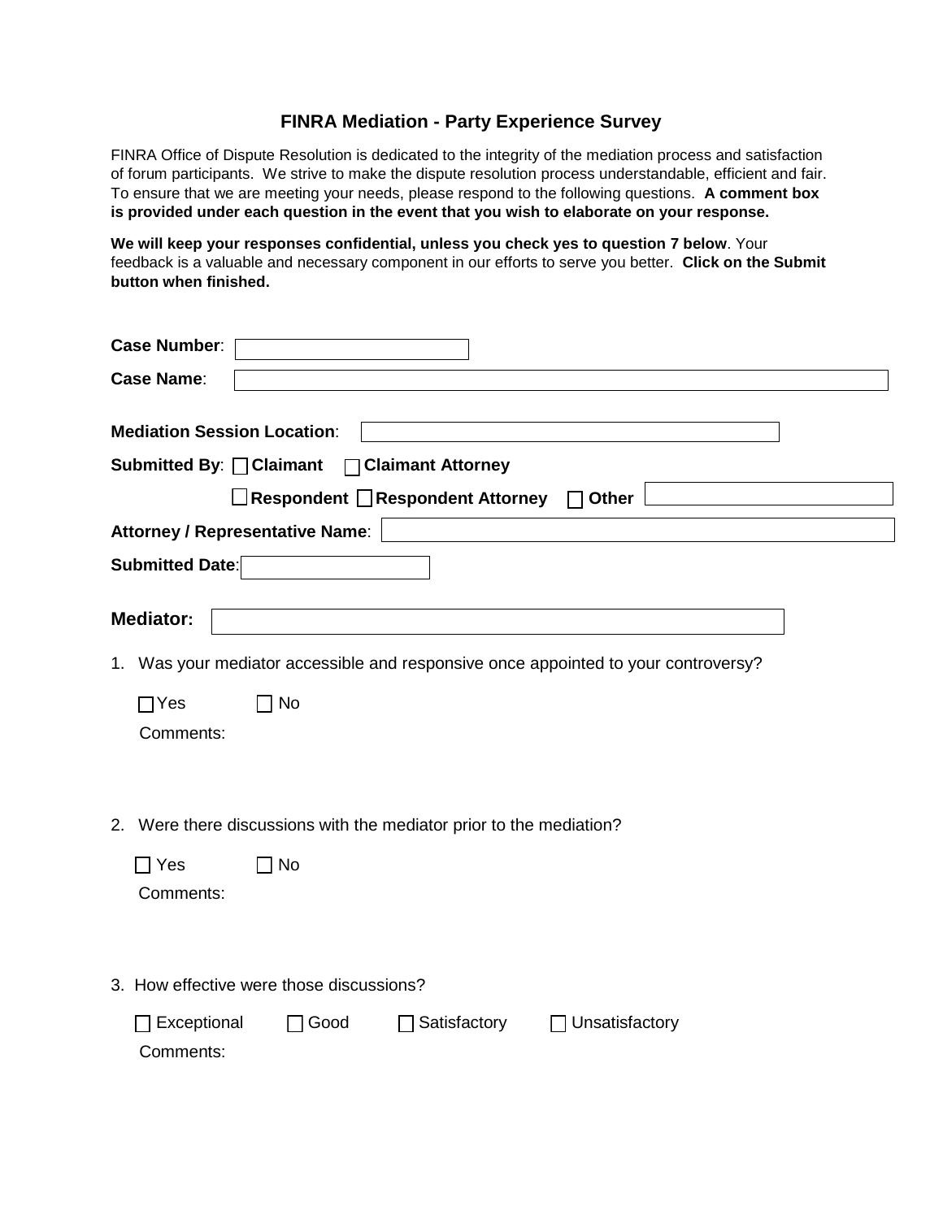# FINRA Mediation - Party Experience Survey

FINRA Office of Dispute Resolution is dedicated to the integrity of the mediation process and satisfaction of forum participants. We strive to make the dispute resolution process understandable, efficient and fair. To ensure that we are meeting your needs, please respond to the following questions. **A comment box is provided under each question in the event that you wish to elaborate on your response.**

**We will keep your responses confidential, unless you check yes to question 7 below**. Your feedback is a valuable and necessary component in our efforts to serve you better. **Click on the Submit button when finished.**

**Case Number**: 

**Case Name**: 

**Mediation Session Location**: 

**Submitted By**: ☐ **Claimant** ☐ **Claimant Attorney**

☐ **Respondent** ☐ **Respondent Attorney** ☐ **Other** 

**Attorney / Representative Name**: 

**Submitted Date**: 

**Mediator:** 

1. Was your mediator accessible and responsive once appointed to your controversy?

   ☐ Yes ☐ No

   Comments:

2. Were there discussions with the mediator prior to the mediation?

   ☐ Yes ☐ No

   Comments:

3. How effective were those discussions?

   ☐ Exceptional ☐ Good ☐ Satisfactory ☐ Unsatisfactory

   Comments: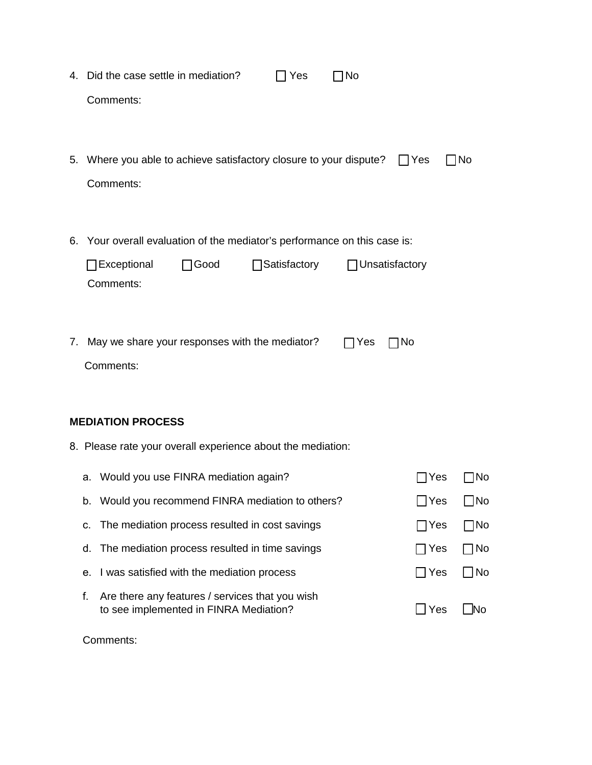4. Did the case settle in mediation? ☐ Yes ☐ No

   Comments:

5. Where you able to achieve satisfactory closure to your dispute? ☐ Yes ☐ No

   Comments:

6. Your overall evaluation of the mediator's performance on this case is:

   ☐ Exceptional ☐ Good ☐ Satisfactory ☐ Unsatisfactory

   Comments:

7. May we share your responses with the mediator? ☐ Yes ☐ No

   Comments:

**MEDIATION PROCESS**

8. Please rate your overall experience about the mediation:

| | | | |
|---|---|---|---|
| a. | Would you use FINRA mediation again? | ☐ Yes | ☐ No |
| b. | Would you recommend FINRA mediation to others? | ☐ Yes | ☐ No |
| c. | The mediation process resulted in cost savings | ☐ Yes | ☐ No |
| d. | The mediation process resulted in time savings | ☐ Yes | ☐ No |
| e. | I was satisfied with the mediation process | ☐ Yes | ☐ No |
| f. | Are there any features / services that you wish to see implemented in FINRA Mediation? | ☐ Yes | ☐ No |

   Comments: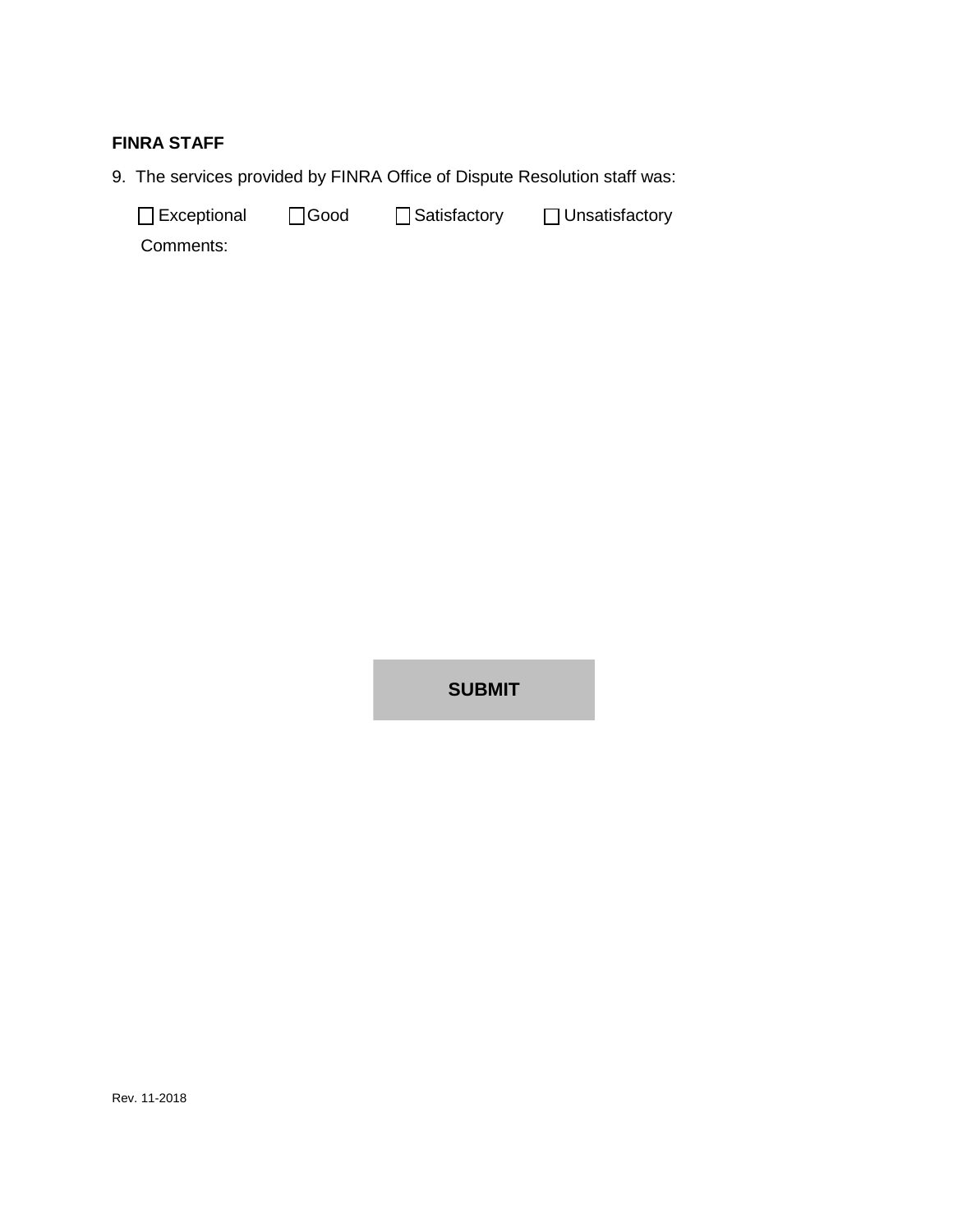**FINRA STAFF**

9. The services provided by FINRA Office of Dispute Resolution staff was:

☐ Exceptional ☐ Good ☐ Satisfactory ☐ Unsatisfactory

Comments:

**SUBMIT**

Rev. 11-2018